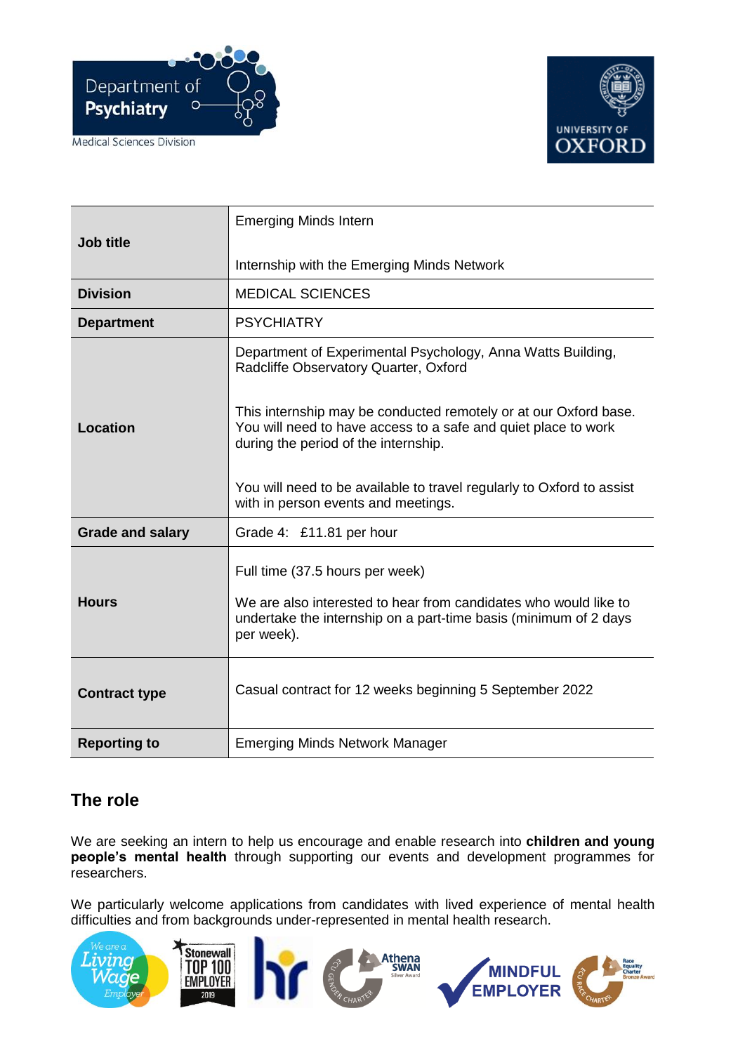| | |
|---|---|
| **Job title** | Emerging Minds Intern<br><br>Internship with the Emerging Minds Network |
| **Division** | MEDICAL SCIENCES |
| **Department** | PSYCHIATRY |
| **Location** | Department of Experimental Psychology, Anna Watts Building, Radcliffe Observatory Quarter, Oxford<br><br>This internship may be conducted remotely or at our Oxford base. You will need to have access to a safe and quiet place to work during the period of the internship.<br><br>You will need to be available to travel regularly to Oxford to assist with in person events and meetings. |
| **Grade and salary** | Grade 4: £11.81 per hour |
| **Hours** | Full time (37.5 hours per week)<br><br>We are also interested to hear from candidates who would like to undertake the internship on a part-time basis (minimum of 2 days per week). |
| **Contract type** | Casual contract for 12 weeks beginning 5 September 2022 |
| **Reporting to** | Emerging Minds Network Manager |

## The role

We are seeking an intern to help us encourage and enable research into **children and young people's mental health** through supporting our events and development programmes for researchers.

We particularly welcome applications from candidates with lived experience of mental health difficulties and from backgrounds under-represented in mental health research.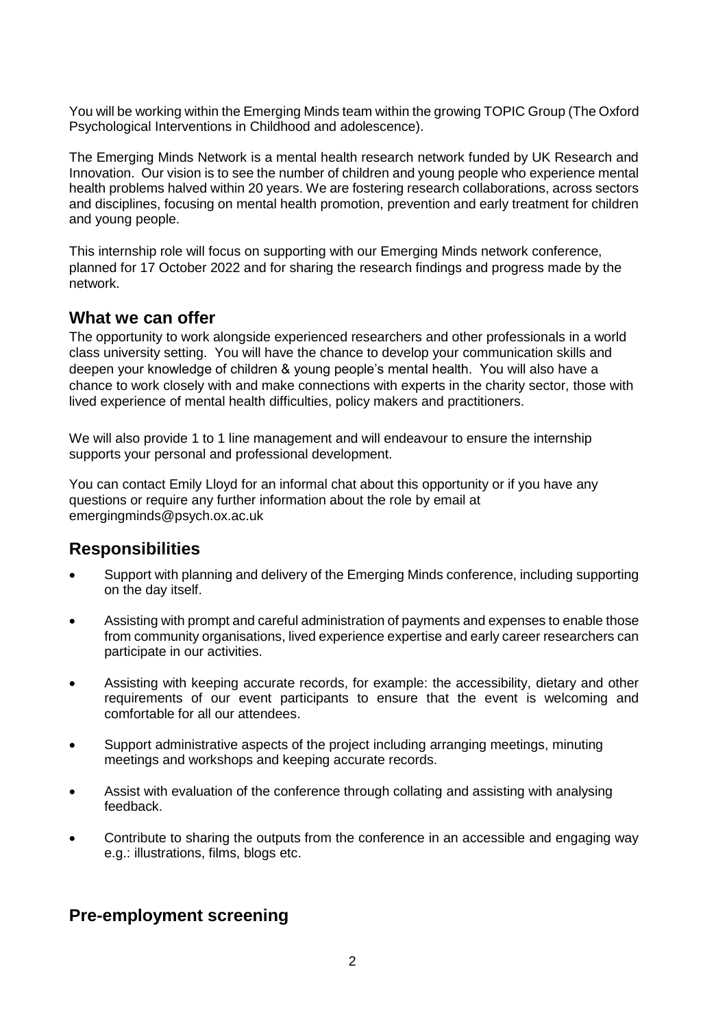You will be working within the Emerging Minds team within the growing TOPIC Group (The Oxford Psychological Interventions in Childhood and adolescence).

The Emerging Minds Network is a mental health research network funded by UK Research and Innovation. Our vision is to see the number of children and young people who experience mental health problems halved within 20 years. We are fostering research collaborations, across sectors and disciplines, focusing on mental health promotion, prevention and early treatment for children and young people.

This internship role will focus on supporting with our Emerging Minds network conference, planned for 17 October 2022 and for sharing the research findings and progress made by the network.

## What we can offer

The opportunity to work alongside experienced researchers and other professionals in a world class university setting. You will have the chance to develop your communication skills and deepen your knowledge of children & young people's mental health. You will also have a chance to work closely with and make connections with experts in the charity sector, those with lived experience of mental health difficulties, policy makers and practitioners.

We will also provide 1 to 1 line management and will endeavour to ensure the internship supports your personal and professional development.

You can contact Emily Lloyd for an informal chat about this opportunity or if you have any questions or require any further information about the role by email at emergingminds@psych.ox.ac.uk

## Responsibilities

- Support with planning and delivery of the Emerging Minds conference, including supporting on the day itself.
- Assisting with prompt and careful administration of payments and expenses to enable those from community organisations, lived experience expertise and early career researchers can participate in our activities.
- Assisting with keeping accurate records, for example: the accessibility, dietary and other requirements of our event participants to ensure that the event is welcoming and comfortable for all our attendees.
- Support administrative aspects of the project including arranging meetings, minuting meetings and workshops and keeping accurate records.
- Assist with evaluation of the conference through collating and assisting with analysing feedback.
- Contribute to sharing the outputs from the conference in an accessible and engaging way e.g.: illustrations, films, blogs etc.

## Pre-employment screening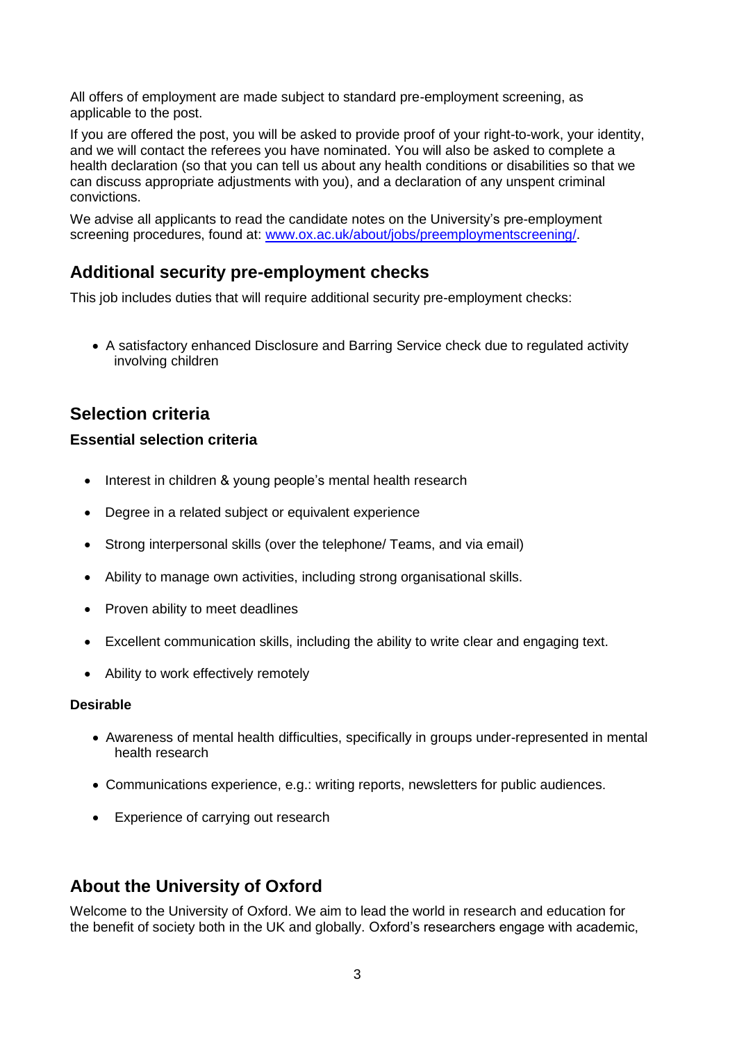All offers of employment are made subject to standard pre-employment screening, as applicable to the post.

If you are offered the post, you will be asked to provide proof of your right-to-work, your identity, and we will contact the referees you have nominated. You will also be asked to complete a health declaration (so that you can tell us about any health conditions or disabilities so that we can discuss appropriate adjustments with you), and a declaration of any unspent criminal convictions.

We advise all applicants to read the candidate notes on the University's pre-employment screening procedures, found at: [www.ox.ac.uk/about/jobs/preemploymentscreening/](http://www.ox.ac.uk/about/jobs/preemploymentscreening/).

## Additional security pre-employment checks

This job includes duties that will require additional security pre-employment checks:

- A satisfactory enhanced Disclosure and Barring Service check due to regulated activity involving children

## Selection criteria

### Essential selection criteria

- Interest in children & young people's mental health research
- Degree in a related subject or equivalent experience
- Strong interpersonal skills (over the telephone/ Teams, and via email)
- Ability to manage own activities, including strong organisational skills.
- Proven ability to meet deadlines
- Excellent communication skills, including the ability to write clear and engaging text.
- Ability to work effectively remotely

### Desirable

- Awareness of mental health difficulties, specifically in groups under-represented in mental health research
- Communications experience, e.g.: writing reports, newsletters for public audiences.
- Experience of carrying out research

## About the University of Oxford

Welcome to the University of Oxford. We aim to lead the world in research and education for the benefit of society both in the UK and globally. Oxford's researchers engage with academic,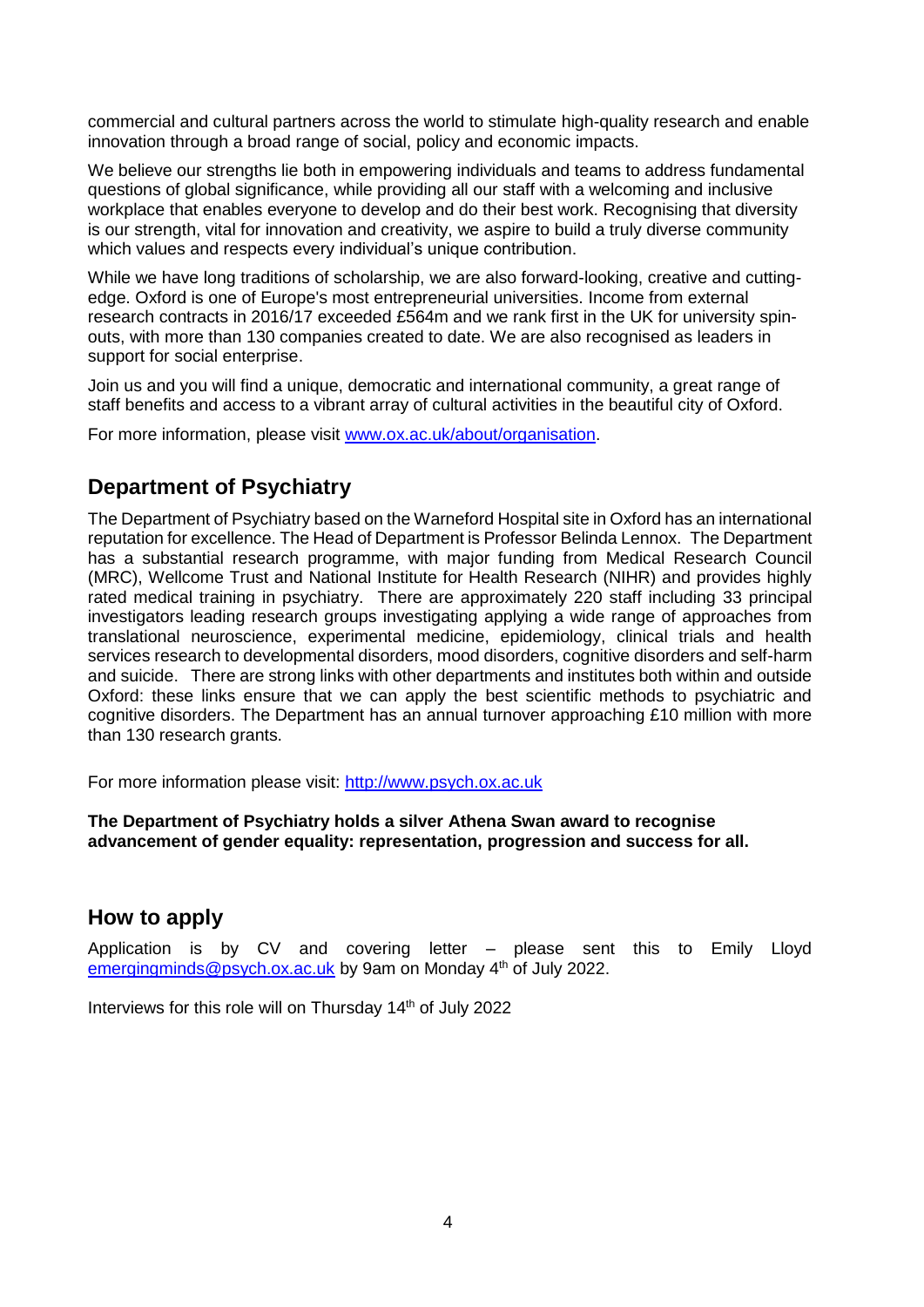commercial and cultural partners across the world to stimulate high-quality research and enable innovation through a broad range of social, policy and economic impacts.

We believe our strengths lie both in empowering individuals and teams to address fundamental questions of global significance, while providing all our staff with a welcoming and inclusive workplace that enables everyone to develop and do their best work. Recognising that diversity is our strength, vital for innovation and creativity, we aspire to build a truly diverse community which values and respects every individual's unique contribution.

While we have long traditions of scholarship, we are also forward-looking, creative and cutting-edge. Oxford is one of Europe's most entrepreneurial universities. Income from external research contracts in 2016/17 exceeded £564m and we rank first in the UK for university spin-outs, with more than 130 companies created to date. We are also recognised as leaders in support for social enterprise.

Join us and you will find a unique, democratic and international community, a great range of staff benefits and access to a vibrant array of cultural activities in the beautiful city of Oxford.

For more information, please visit [www.ox.ac.uk/about/organisation](http://www.ox.ac.uk/about/organisation).

## Department of Psychiatry

The Department of Psychiatry based on the Warneford Hospital site in Oxford has an international reputation for excellence. The Head of Department is Professor Belinda Lennox. The Department has a substantial research programme, with major funding from Medical Research Council (MRC), Wellcome Trust and National Institute for Health Research (NIHR) and provides highly rated medical training in psychiatry. There are approximately 220 staff including 33 principal investigators leading research groups investigating applying a wide range of approaches from translational neuroscience, experimental medicine, epidemiology, clinical trials and health services research to developmental disorders, mood disorders, cognitive disorders and self-harm and suicide. There are strong links with other departments and institutes both within and outside Oxford: these links ensure that we can apply the best scientific methods to psychiatric and cognitive disorders. The Department has an annual turnover approaching £10 million with more than 130 research grants.

For more information please visit: [http://www.psych.ox.ac.uk](http://www.psych.ox.ac.uk)

**The Department of Psychiatry holds a silver Athena Swan award to recognise advancement of gender equality: representation, progression and success for all.**

## How to apply

Application is by CV and covering letter – please sent this to Emily Lloyd [emergingminds@psych.ox.ac.uk](mailto:emergingminds@psych.ox.ac.uk) by 9am on Monday 4th of July 2022.

Interviews for this role will on Thursday 14th of July 2022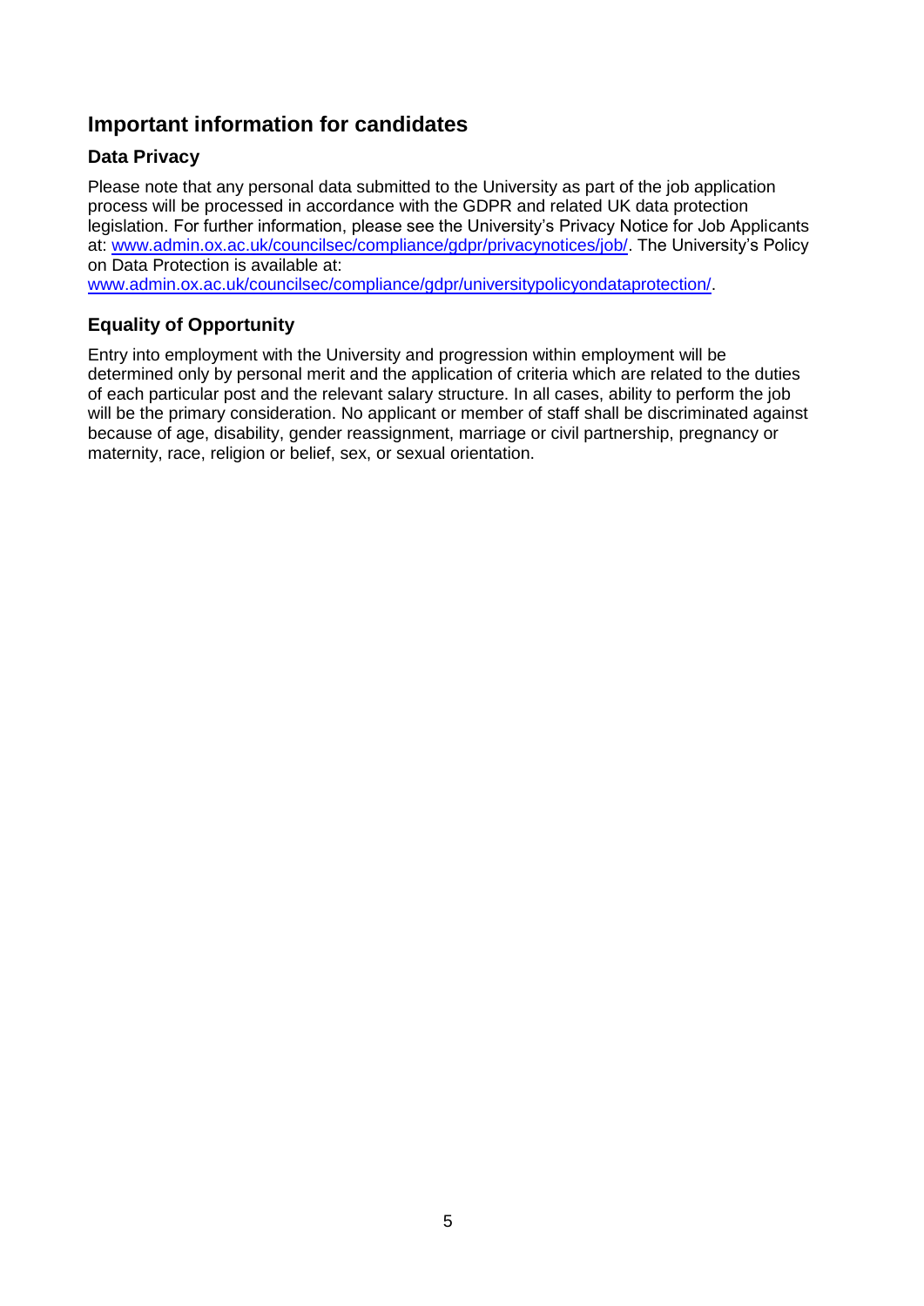## Important information for candidates

### Data Privacy

Please note that any personal data submitted to the University as part of the job application process will be processed in accordance with the GDPR and related UK data protection legislation. For further information, please see the University's Privacy Notice for Job Applicants at: www.admin.ox.ac.uk/councilsec/compliance/gdpr/privacynotices/job/. The University's Policy on Data Protection is available at: www.admin.ox.ac.uk/councilsec/compliance/gdpr/universitypolicyondataprotection/.

### Equality of Opportunity

Entry into employment with the University and progression within employment will be determined only by personal merit and the application of criteria which are related to the duties of each particular post and the relevant salary structure. In all cases, ability to perform the job will be the primary consideration. No applicant or member of staff shall be discriminated against because of age, disability, gender reassignment, marriage or civil partnership, pregnancy or maternity, race, religion or belief, sex, or sexual orientation.